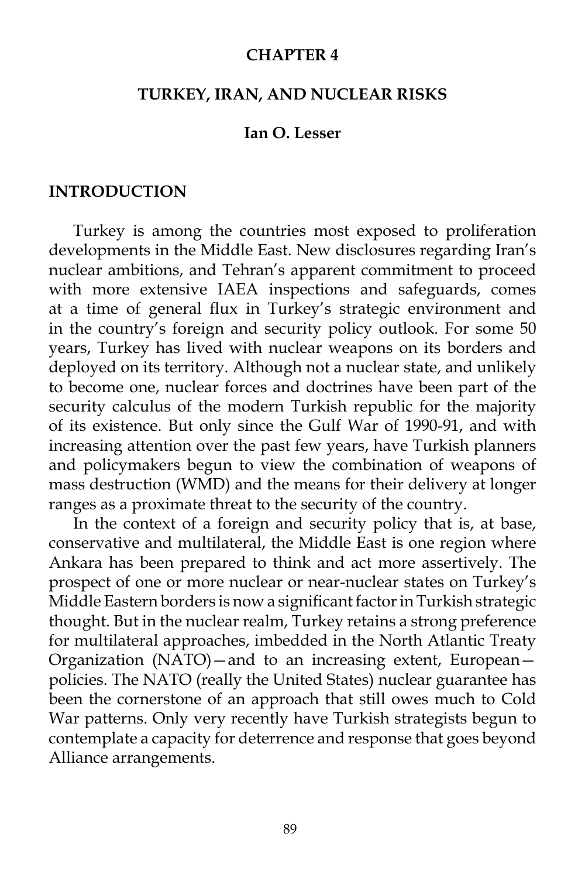# CHAPTER 4

## TURKEY, IRAN, AND NUCLEAR RISKS

**Ian O. Lesser**

## INTRODUCTION

Turkey is among the countries most exposed to proliferation developments in the Middle East. New disclosures regarding Iran's nuclear ambitions, and Tehran's apparent commitment to proceed with more extensive IAEA inspections and safeguards, comes at a time of general flux in Turkey's strategic environment and in the country's foreign and security policy outlook. For some 50 years, Turkey has lived with nuclear weapons on its borders and deployed on its territory. Although not a nuclear state, and unlikely to become one, nuclear forces and doctrines have been part of the security calculus of the modern Turkish republic for the majority of its existence. But only since the Gulf War of 1990-91, and with increasing attention over the past few years, have Turkish planners and policymakers begun to view the combination of weapons of mass destruction (WMD) and the means for their delivery at longer ranges as a proximate threat to the security of the country.

In the context of a foreign and security policy that is, at base, conservative and multilateral, the Middle East is one region where Ankara has been prepared to think and act more assertively. The prospect of one or more nuclear or near-nuclear states on Turkey's Middle Eastern borders is now a significant factor in Turkish strategic thought. But in the nuclear realm, Turkey retains a strong preference for multilateral approaches, imbedded in the North Atlantic Treaty Organization (NATO)—and to an increasing extent, European—policies. The NATO (really the United States) nuclear guarantee has been the cornerstone of an approach that still owes much to Cold War patterns. Only very recently have Turkish strategists begun to contemplate a capacity for deterrence and response that goes beyond Alliance arrangements.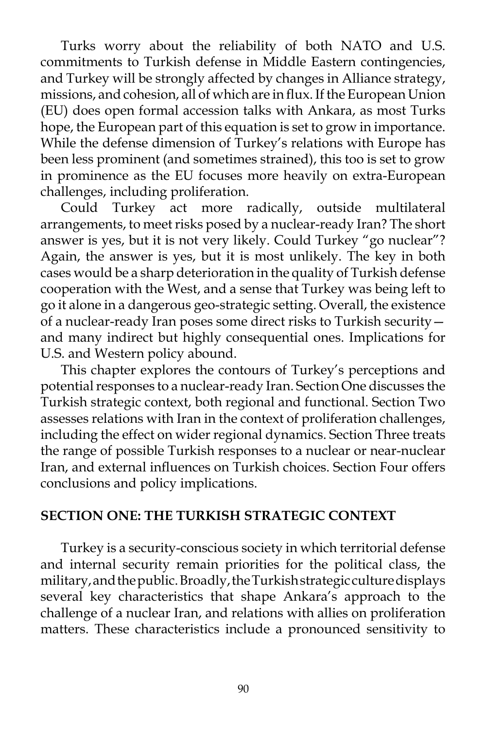Turks worry about the reliability of both NATO and U.S. commitments to Turkish defense in Middle Eastern contingencies, and Turkey will be strongly affected by changes in Alliance strategy, missions, and cohesion, all of which are in flux. If the European Union (EU) does open formal accession talks with Ankara, as most Turks hope, the European part of this equation is set to grow in importance. While the defense dimension of Turkey's relations with Europe has been less prominent (and sometimes strained), this too is set to grow in prominence as the EU focuses more heavily on extra-European challenges, including proliferation.

Could Turkey act more radically, outside multilateral arrangements, to meet risks posed by a nuclear-ready Iran? The short answer is yes, but it is not very likely. Could Turkey "go nuclear"? Again, the answer is yes, but it is most unlikely. The key in both cases would be a sharp deterioration in the quality of Turkish defense cooperation with the West, and a sense that Turkey was being left to go it alone in a dangerous geo-strategic setting. Overall, the existence of a nuclear-ready Iran poses some direct risks to Turkish security—and many indirect but highly consequential ones. Implications for U.S. and Western policy abound.

This chapter explores the contours of Turkey's perceptions and potential responses to a nuclear-ready Iran. Section One discusses the Turkish strategic context, both regional and functional. Section Two assesses relations with Iran in the context of proliferation challenges, including the effect on wider regional dynamics. Section Three treats the range of possible Turkish responses to a nuclear or near-nuclear Iran, and external influences on Turkish choices. Section Four offers conclusions and policy implications.

## SECTION ONE: THE TURKISH STRATEGIC CONTEXT

Turkey is a security-conscious society in which territorial defense and internal security remain priorities for the political class, the military, and the public. Broadly, the Turkish strategic culture displays several key characteristics that shape Ankara's approach to the challenge of a nuclear Iran, and relations with allies on proliferation matters. These characteristics include a pronounced sensitivity to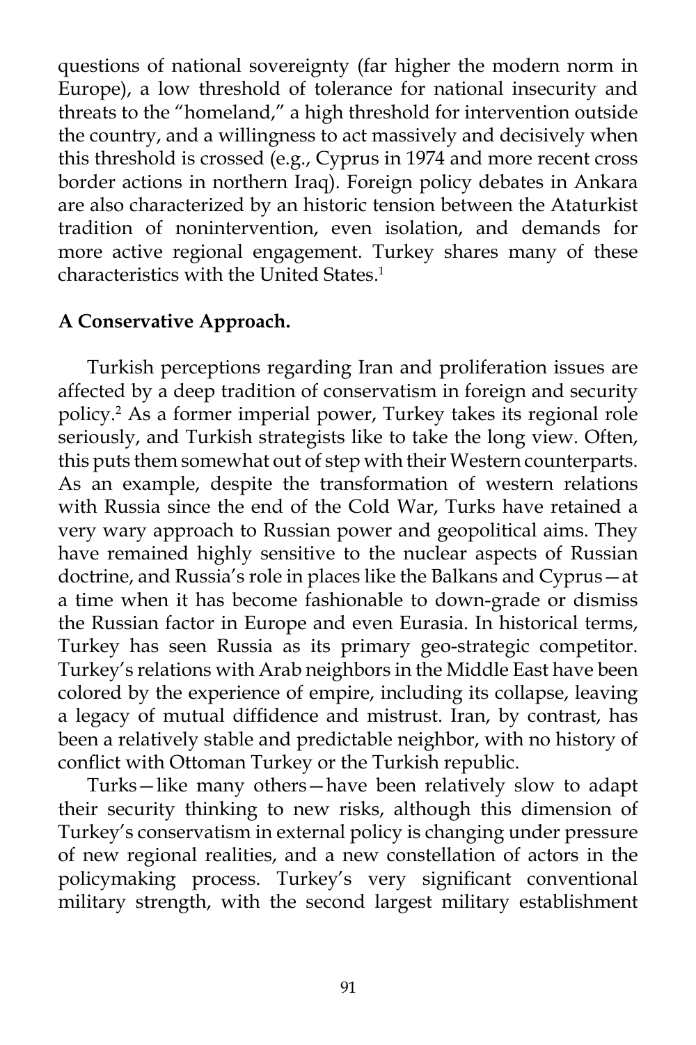questions of national sovereignty (far higher the modern norm in Europe), a low threshold of tolerance for national insecurity and threats to the "homeland," a high threshold for intervention outside the country, and a willingness to act massively and decisively when this threshold is crossed (e.g., Cyprus in 1974 and more recent cross border actions in northern Iraq). Foreign policy debates in Ankara are also characterized by an historic tension between the Ataturkist tradition of nonintervention, even isolation, and demands for more active regional engagement. Turkey shares many of these characteristics with the United States.[1]

**A Conservative Approach.**

Turkish perceptions regarding Iran and proliferation issues are affected by a deep tradition of conservatism in foreign and security policy.[2] As a former imperial power, Turkey takes its regional role seriously, and Turkish strategists like to take the long view. Often, this puts them somewhat out of step with their Western counterparts. As an example, despite the transformation of western relations with Russia since the end of the Cold War, Turks have retained a very wary approach to Russian power and geopolitical aims. They have remained highly sensitive to the nuclear aspects of Russian doctrine, and Russia's role in places like the Balkans and Cyprus—at a time when it has become fashionable to down-grade or dismiss the Russian factor in Europe and even Eurasia. In historical terms, Turkey has seen Russia as its primary geo-strategic competitor. Turkey's relations with Arab neighbors in the Middle East have been colored by the experience of empire, including its collapse, leaving a legacy of mutual diffidence and mistrust. Iran, by contrast, has been a relatively stable and predictable neighbor, with no history of conflict with Ottoman Turkey or the Turkish republic.

Turks—like many others—have been relatively slow to adapt their security thinking to new risks, although this dimension of Turkey's conservatism in external policy is changing under pressure of new regional realities, and a new constellation of actors in the policymaking process. Turkey's very significant conventional military strength, with the second largest military establishment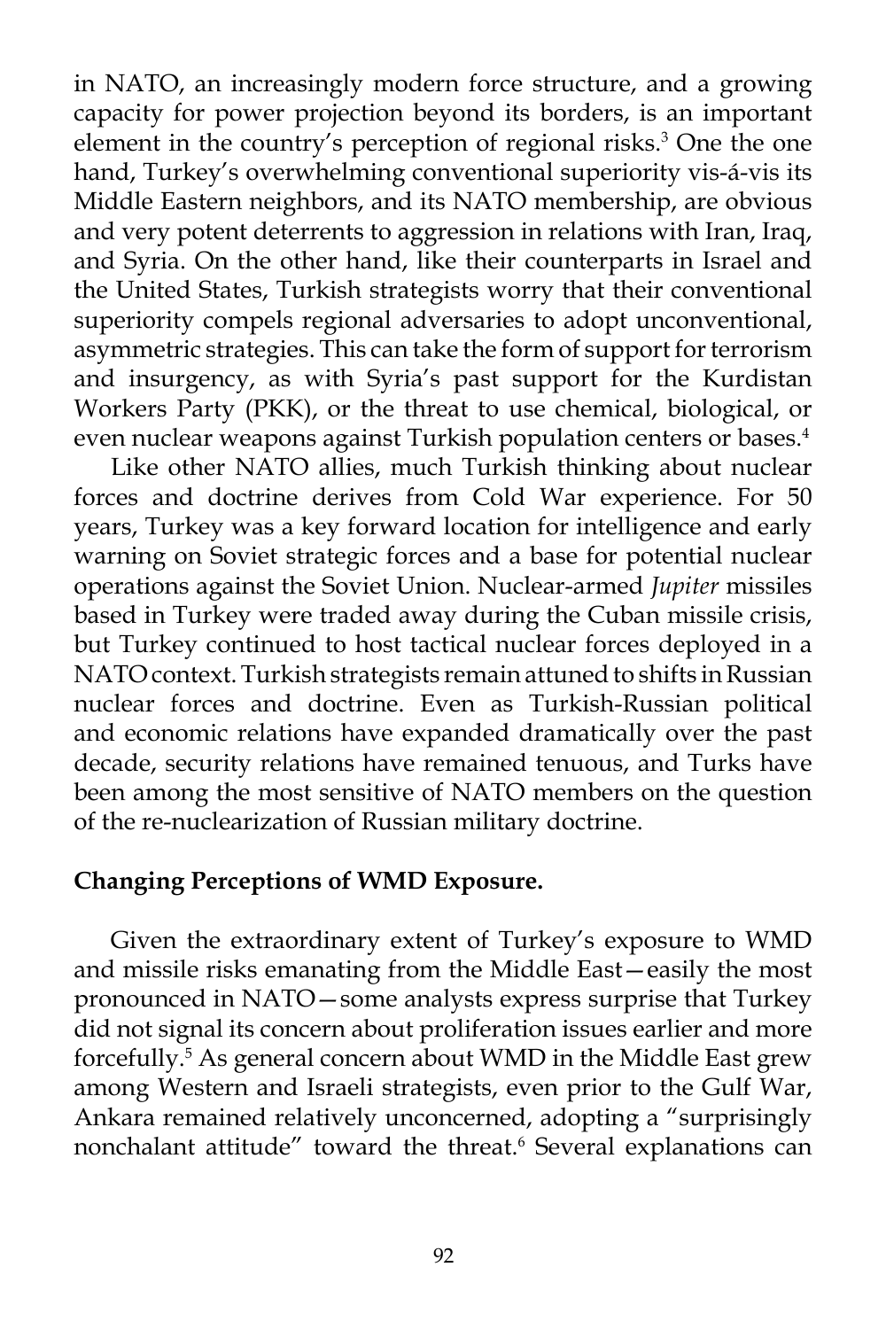in NATO, an increasingly modern force structure, and a growing capacity for power projection beyond its borders, is an important element in the country's perception of regional risks.[3] One the one hand, Turkey's overwhelming conventional superiority vis-á-vis its Middle Eastern neighbors, and its NATO membership, are obvious and very potent deterrents to aggression in relations with Iran, Iraq, and Syria. On the other hand, like their counterparts in Israel and the United States, Turkish strategists worry that their conventional superiority compels regional adversaries to adopt unconventional, asymmetric strategies. This can take the form of support for terrorism and insurgency, as with Syria's past support for the Kurdistan Workers Party (PKK), or the threat to use chemical, biological, or even nuclear weapons against Turkish population centers or bases.[4]

Like other NATO allies, much Turkish thinking about nuclear forces and doctrine derives from Cold War experience. For 50 years, Turkey was a key forward location for intelligence and early warning on Soviet strategic forces and a base for potential nuclear operations against the Soviet Union. Nuclear-armed *Jupiter* missiles based in Turkey were traded away during the Cuban missile crisis, but Turkey continued to host tactical nuclear forces deployed in a NATO context. Turkish strategists remain attuned to shifts in Russian nuclear forces and doctrine. Even as Turkish-Russian political and economic relations have expanded dramatically over the past decade, security relations have remained tenuous, and Turks have been among the most sensitive of NATO members on the question of the re-nuclearization of Russian military doctrine.

**Changing Perceptions of WMD Exposure.**

Given the extraordinary extent of Turkey's exposure to WMD and missile risks emanating from the Middle East—easily the most pronounced in NATO—some analysts express surprise that Turkey did not signal its concern about proliferation issues earlier and more forcefully.[5] As general concern about WMD in the Middle East grew among Western and Israeli strategists, even prior to the Gulf War, Ankara remained relatively unconcerned, adopting a "surprisingly nonchalant attitude" toward the threat.[6] Several explanations can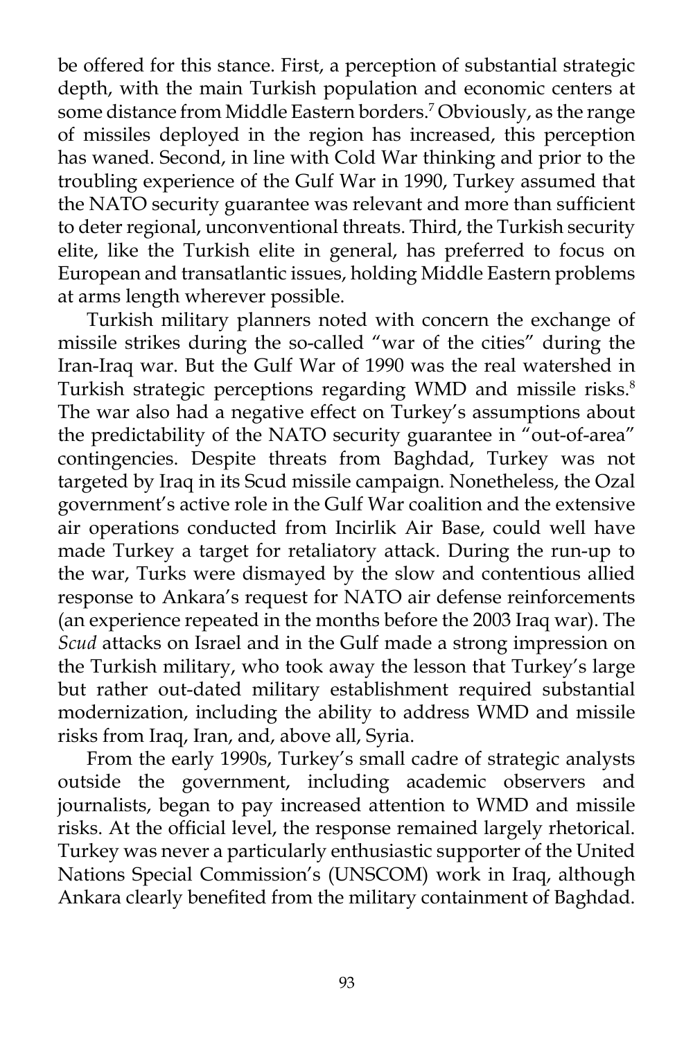be offered for this stance. First, a perception of substantial strategic depth, with the main Turkish population and economic centers at some distance from Middle Eastern borders.[7] Obviously, as the range of missiles deployed in the region has increased, this perception has waned. Second, in line with Cold War thinking and prior to the troubling experience of the Gulf War in 1990, Turkey assumed that the NATO security guarantee was relevant and more than sufficient to deter regional, unconventional threats. Third, the Turkish security elite, like the Turkish elite in general, has preferred to focus on European and transatlantic issues, holding Middle Eastern problems at arms length wherever possible.

Turkish military planners noted with concern the exchange of missile strikes during the so-called "war of the cities" during the Iran-Iraq war. But the Gulf War of 1990 was the real watershed in Turkish strategic perceptions regarding WMD and missile risks.[8] The war also had a negative effect on Turkey's assumptions about the predictability of the NATO security guarantee in "out-of-area" contingencies. Despite threats from Baghdad, Turkey was not targeted by Iraq in its Scud missile campaign. Nonetheless, the Ozal government's active role in the Gulf War coalition and the extensive air operations conducted from Incirlik Air Base, could well have made Turkey a target for retaliatory attack. During the run-up to the war, Turks were dismayed by the slow and contentious allied response to Ankara's request for NATO air defense reinforcements (an experience repeated in the months before the 2003 Iraq war). The *Scud* attacks on Israel and in the Gulf made a strong impression on the Turkish military, who took away the lesson that Turkey's large but rather out-dated military establishment required substantial modernization, including the ability to address WMD and missile risks from Iraq, Iran, and, above all, Syria.

From the early 1990s, Turkey's small cadre of strategic analysts outside the government, including academic observers and journalists, began to pay increased attention to WMD and missile risks. At the official level, the response remained largely rhetorical. Turkey was never a particularly enthusiastic supporter of the United Nations Special Commission's (UNSCOM) work in Iraq, although Ankara clearly benefited from the military containment of Baghdad.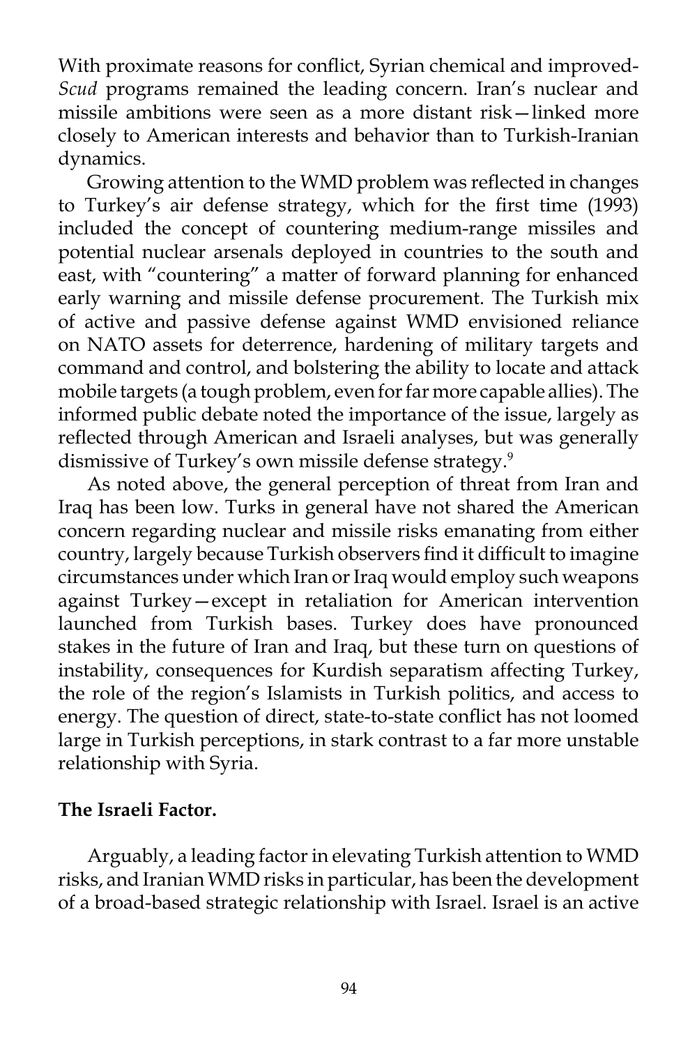With proximate reasons for conflict, Syrian chemical and improved-*Scud* programs remained the leading concern. Iran's nuclear and missile ambitions were seen as a more distant risk—linked more closely to American interests and behavior than to Turkish-Iranian dynamics.

Growing attention to the WMD problem was reflected in changes to Turkey's air defense strategy, which for the first time (1993) included the concept of countering medium-range missiles and potential nuclear arsenals deployed in countries to the south and east, with "countering" a matter of forward planning for enhanced early warning and missile defense procurement. The Turkish mix of active and passive defense against WMD envisioned reliance on NATO assets for deterrence, hardening of military targets and command and control, and bolstering the ability to locate and attack mobile targets (a tough problem, even for far more capable allies). The informed public debate noted the importance of the issue, largely as reflected through American and Israeli analyses, but was generally dismissive of Turkey's own missile defense strategy.[9]

As noted above, the general perception of threat from Iran and Iraq has been low. Turks in general have not shared the American concern regarding nuclear and missile risks emanating from either country, largely because Turkish observers find it difficult to imagine circumstances under which Iran or Iraq would employ such weapons against Turkey—except in retaliation for American intervention launched from Turkish bases. Turkey does have pronounced stakes in the future of Iran and Iraq, but these turn on questions of instability, consequences for Kurdish separatism affecting Turkey, the role of the region's Islamists in Turkish politics, and access to energy. The question of direct, state-to-state conflict has not loomed large in Turkish perceptions, in stark contrast to a far more unstable relationship with Syria.

**The Israeli Factor.**

Arguably, a leading factor in elevating Turkish attention to WMD risks, and Iranian WMD risks in particular, has been the development of a broad-based strategic relationship with Israel. Israel is an active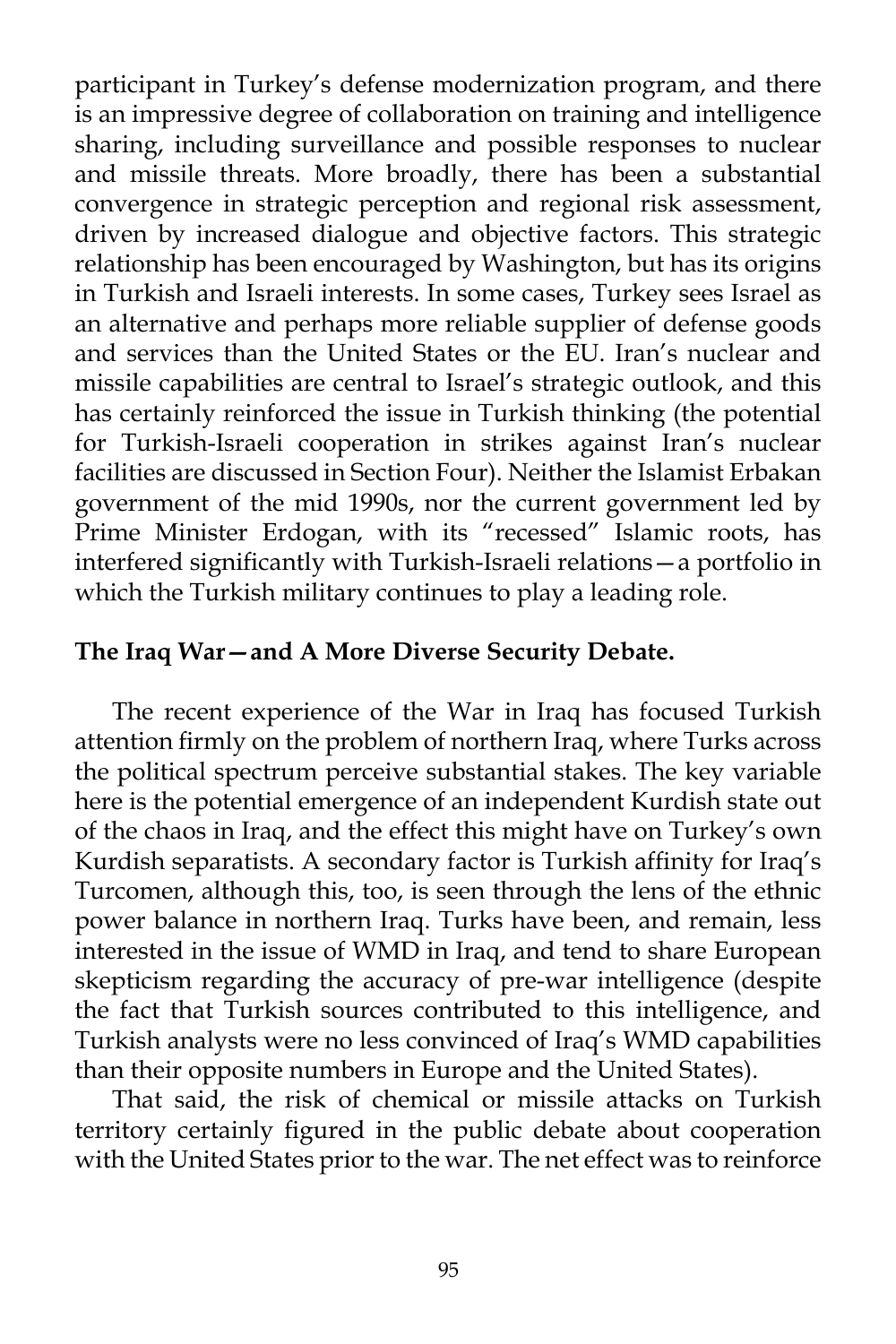participant in Turkey's defense modernization program, and there is an impressive degree of collaboration on training and intelligence sharing, including surveillance and possible responses to nuclear and missile threats. More broadly, there has been a substantial convergence in strategic perception and regional risk assessment, driven by increased dialogue and objective factors. This strategic relationship has been encouraged by Washington, but has its origins in Turkish and Israeli interests. In some cases, Turkey sees Israel as an alternative and perhaps more reliable supplier of defense goods and services than the United States or the EU. Iran's nuclear and missile capabilities are central to Israel's strategic outlook, and this has certainly reinforced the issue in Turkish thinking (the potential for Turkish-Israeli cooperation in strikes against Iran's nuclear facilities are discussed in Section Four). Neither the Islamist Erbakan government of the mid 1990s, nor the current government led by Prime Minister Erdogan, with its "recessed" Islamic roots, has interfered significantly with Turkish-Israeli relations—a portfolio in which the Turkish military continues to play a leading role.

**The Iraq War—and A More Diverse Security Debate.**

The recent experience of the War in Iraq has focused Turkish attention firmly on the problem of northern Iraq, where Turks across the political spectrum perceive substantial stakes. The key variable here is the potential emergence of an independent Kurdish state out of the chaos in Iraq, and the effect this might have on Turkey's own Kurdish separatists. A secondary factor is Turkish affinity for Iraq's Turcomen, although this, too, is seen through the lens of the ethnic power balance in northern Iraq. Turks have been, and remain, less interested in the issue of WMD in Iraq, and tend to share European skepticism regarding the accuracy of pre-war intelligence (despite the fact that Turkish sources contributed to this intelligence, and Turkish analysts were no less convinced of Iraq's WMD capabilities than their opposite numbers in Europe and the United States).

That said, the risk of chemical or missile attacks on Turkish territory certainly figured in the public debate about cooperation with the United States prior to the war. The net effect was to reinforce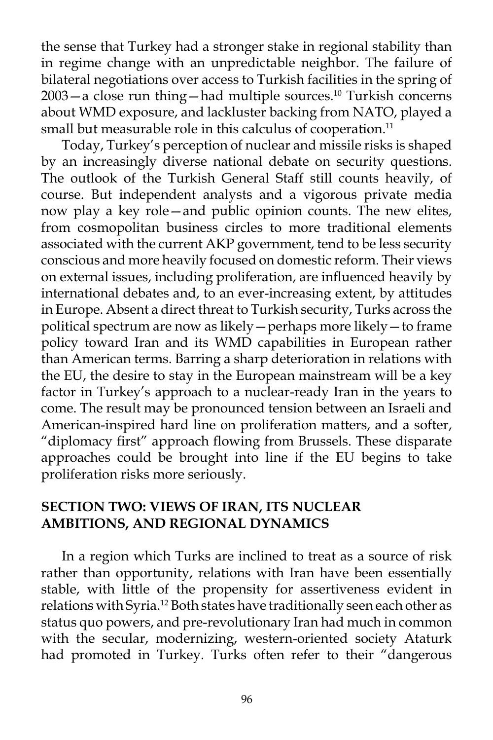the sense that Turkey had a stronger stake in regional stability than in regime change with an unpredictable neighbor. The failure of bilateral negotiations over access to Turkish facilities in the spring of 2003—a close run thing—had multiple sources.[10] Turkish concerns about WMD exposure, and lackluster backing from NATO, played a small but measurable role in this calculus of cooperation.[11]

Today, Turkey's perception of nuclear and missile risks is shaped by an increasingly diverse national debate on security questions. The outlook of the Turkish General Staff still counts heavily, of course. But independent analysts and a vigorous private media now play a key role—and public opinion counts. The new elites, from cosmopolitan business circles to more traditional elements associated with the current AKP government, tend to be less security conscious and more heavily focused on domestic reform. Their views on external issues, including proliferation, are influenced heavily by international debates and, to an ever-increasing extent, by attitudes in Europe. Absent a direct threat to Turkish security, Turks across the political spectrum are now as likely—perhaps more likely—to frame policy toward Iran and its WMD capabilities in European rather than American terms. Barring a sharp deterioration in relations with the EU, the desire to stay in the European mainstream will be a key factor in Turkey's approach to a nuclear-ready Iran in the years to come. The result may be pronounced tension between an Israeli and American-inspired hard line on proliferation matters, and a softer, "diplomacy first" approach flowing from Brussels. These disparate approaches could be brought into line if the EU begins to take proliferation risks more seriously.

## SECTION TWO: VIEWS OF IRAN, ITS NUCLEAR AMBITIONS, AND REGIONAL DYNAMICS

In a region which Turks are inclined to treat as a source of risk rather than opportunity, relations with Iran have been essentially stable, with little of the propensity for assertiveness evident in relations with Syria.[12] Both states have traditionally seen each other as status quo powers, and pre-revolutionary Iran had much in common with the secular, modernizing, western-oriented society Ataturk had promoted in Turkey. Turks often refer to their "dangerous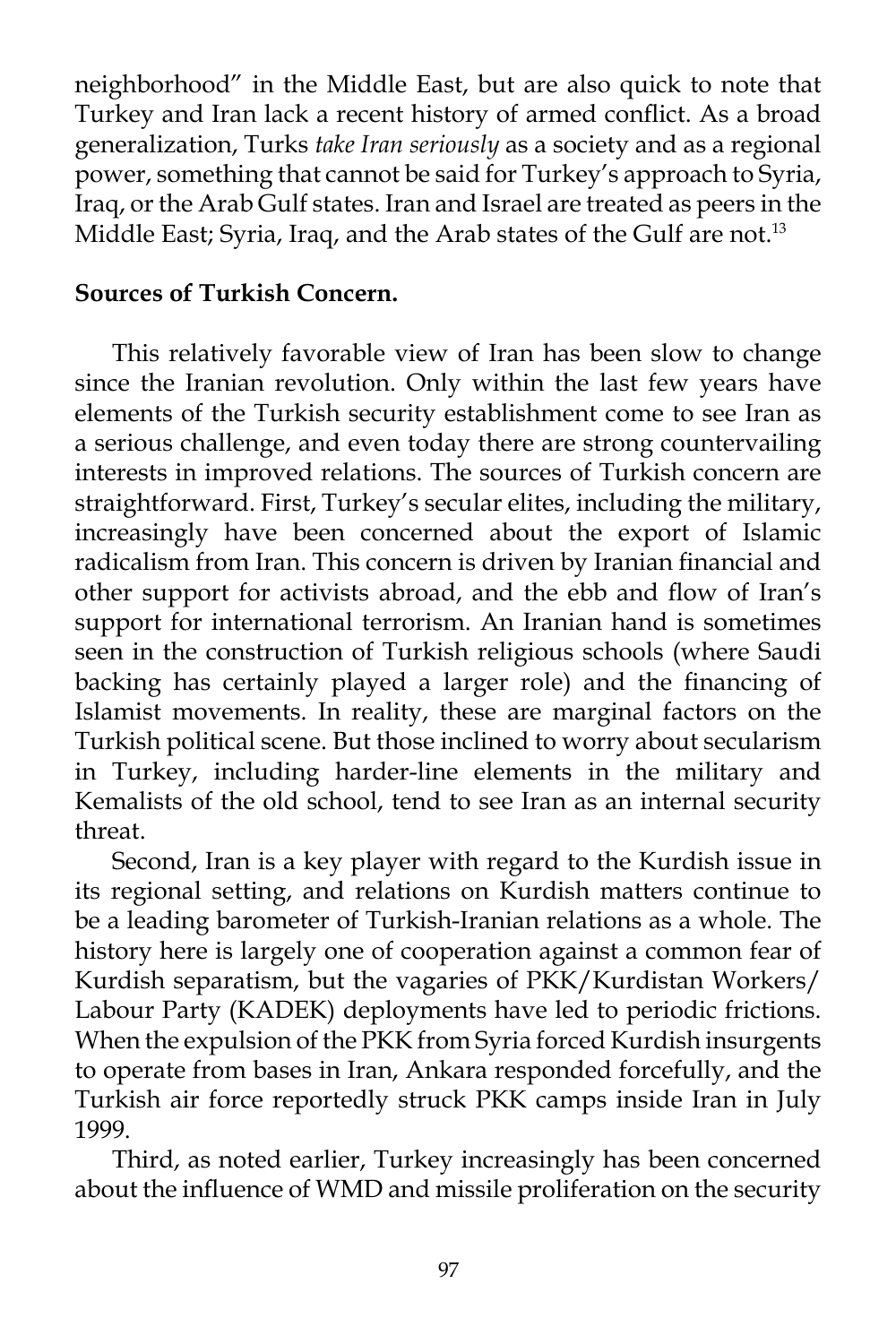neighborhood" in the Middle East, but are also quick to note that Turkey and Iran lack a recent history of armed conflict. As a broad generalization, Turks *take Iran seriously* as a society and as a regional power, something that cannot be said for Turkey's approach to Syria, Iraq, or the Arab Gulf states. Iran and Israel are treated as peers in the Middle East; Syria, Iraq, and the Arab states of the Gulf are not.[13]

**Sources of Turkish Concern.**

This relatively favorable view of Iran has been slow to change since the Iranian revolution. Only within the last few years have elements of the Turkish security establishment come to see Iran as a serious challenge, and even today there are strong countervailing interests in improved relations. The sources of Turkish concern are straightforward. First, Turkey's secular elites, including the military, increasingly have been concerned about the export of Islamic radicalism from Iran. This concern is driven by Iranian financial and other support for activists abroad, and the ebb and flow of Iran's support for international terrorism. An Iranian hand is sometimes seen in the construction of Turkish religious schools (where Saudi backing has certainly played a larger role) and the financing of Islamist movements. In reality, these are marginal factors on the Turkish political scene. But those inclined to worry about secularism in Turkey, including harder-line elements in the military and Kemalists of the old school, tend to see Iran as an internal security threat.

Second, Iran is a key player with regard to the Kurdish issue in its regional setting, and relations on Kurdish matters continue to be a leading barometer of Turkish-Iranian relations as a whole. The history here is largely one of cooperation against a common fear of Kurdish separatism, but the vagaries of PKK/Kurdistan Workers/Labour Party (KADEK) deployments have led to periodic frictions. When the expulsion of the PKK from Syria forced Kurdish insurgents to operate from bases in Iran, Ankara responded forcefully, and the Turkish air force reportedly struck PKK camps inside Iran in July 1999.

Third, as noted earlier, Turkey increasingly has been concerned about the influence of WMD and missile proliferation on the security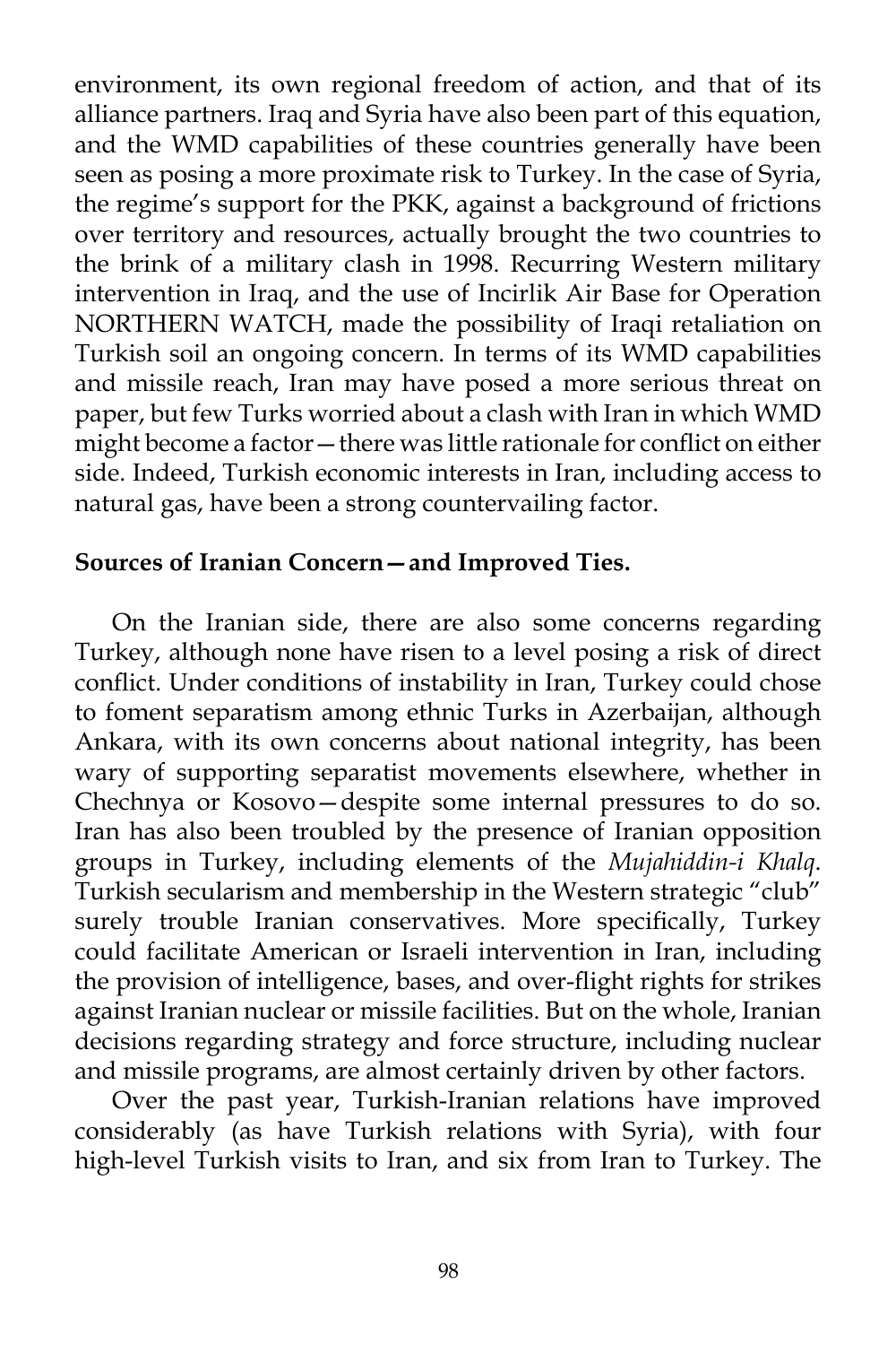environment, its own regional freedom of action, and that of its alliance partners. Iraq and Syria have also been part of this equation, and the WMD capabilities of these countries generally have been seen as posing a more proximate risk to Turkey. In the case of Syria, the regime's support for the PKK, against a background of frictions over territory and resources, actually brought the two countries to the brink of a military clash in 1998. Recurring Western military intervention in Iraq, and the use of Incirlik Air Base for Operation NORTHERN WATCH, made the possibility of Iraqi retaliation on Turkish soil an ongoing concern. In terms of its WMD capabilities and missile reach, Iran may have posed a more serious threat on paper, but few Turks worried about a clash with Iran in which WMD might become a factor—there was little rationale for conflict on either side. Indeed, Turkish economic interests in Iran, including access to natural gas, have been a strong countervailing factor.

**Sources of Iranian Concern—and Improved Ties.**

On the Iranian side, there are also some concerns regarding Turkey, although none have risen to a level posing a risk of direct conflict. Under conditions of instability in Iran, Turkey could chose to foment separatism among ethnic Turks in Azerbaijan, although Ankara, with its own concerns about national integrity, has been wary of supporting separatist movements elsewhere, whether in Chechnya or Kosovo—despite some internal pressures to do so. Iran has also been troubled by the presence of Iranian opposition groups in Turkey, including elements of the *Mujahiddin-i Khalq*. Turkish secularism and membership in the Western strategic "club" surely trouble Iranian conservatives. More specifically, Turkey could facilitate American or Israeli intervention in Iran, including the provision of intelligence, bases, and over-flight rights for strikes against Iranian nuclear or missile facilities. But on the whole, Iranian decisions regarding strategy and force structure, including nuclear and missile programs, are almost certainly driven by other factors.

Over the past year, Turkish-Iranian relations have improved considerably (as have Turkish relations with Syria), with four high-level Turkish visits to Iran, and six from Iran to Turkey. The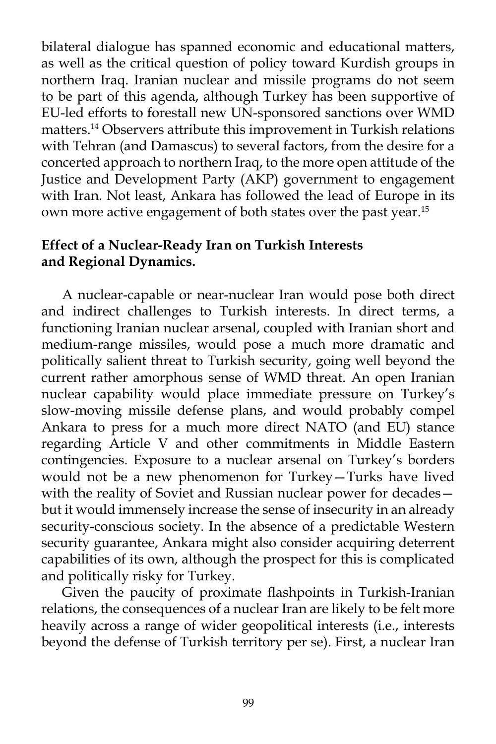bilateral dialogue has spanned economic and educational matters, as well as the critical question of policy toward Kurdish groups in northern Iraq. Iranian nuclear and missile programs do not seem to be part of this agenda, although Turkey has been supportive of EU-led efforts to forestall new UN-sponsored sanctions over WMD matters.[14] Observers attribute this improvement in Turkish relations with Tehran (and Damascus) to several factors, from the desire for a concerted approach to northern Iraq, to the more open attitude of the Justice and Development Party (AKP) government to engagement with Iran. Not least, Ankara has followed the lead of Europe in its own more active engagement of both states over the past year.[15]

**Effect of a Nuclear-Ready Iran on Turkish Interests and Regional Dynamics.**

A nuclear-capable or near-nuclear Iran would pose both direct and indirect challenges to Turkish interests. In direct terms, a functioning Iranian nuclear arsenal, coupled with Iranian short and medium-range missiles, would pose a much more dramatic and politically salient threat to Turkish security, going well beyond the current rather amorphous sense of WMD threat. An open Iranian nuclear capability would place immediate pressure on Turkey's slow-moving missile defense plans, and would probably compel Ankara to press for a much more direct NATO (and EU) stance regarding Article V and other commitments in Middle Eastern contingencies. Exposure to a nuclear arsenal on Turkey's borders would not be a new phenomenon for Turkey—Turks have lived with the reality of Soviet and Russian nuclear power for decades—but it would immensely increase the sense of insecurity in an already security-conscious society. In the absence of a predictable Western security guarantee, Ankara might also consider acquiring deterrent capabilities of its own, although the prospect for this is complicated and politically risky for Turkey.

Given the paucity of proximate flashpoints in Turkish-Iranian relations, the consequences of a nuclear Iran are likely to be felt more heavily across a range of wider geopolitical interests (i.e., interests beyond the defense of Turkish territory per se). First, a nuclear Iran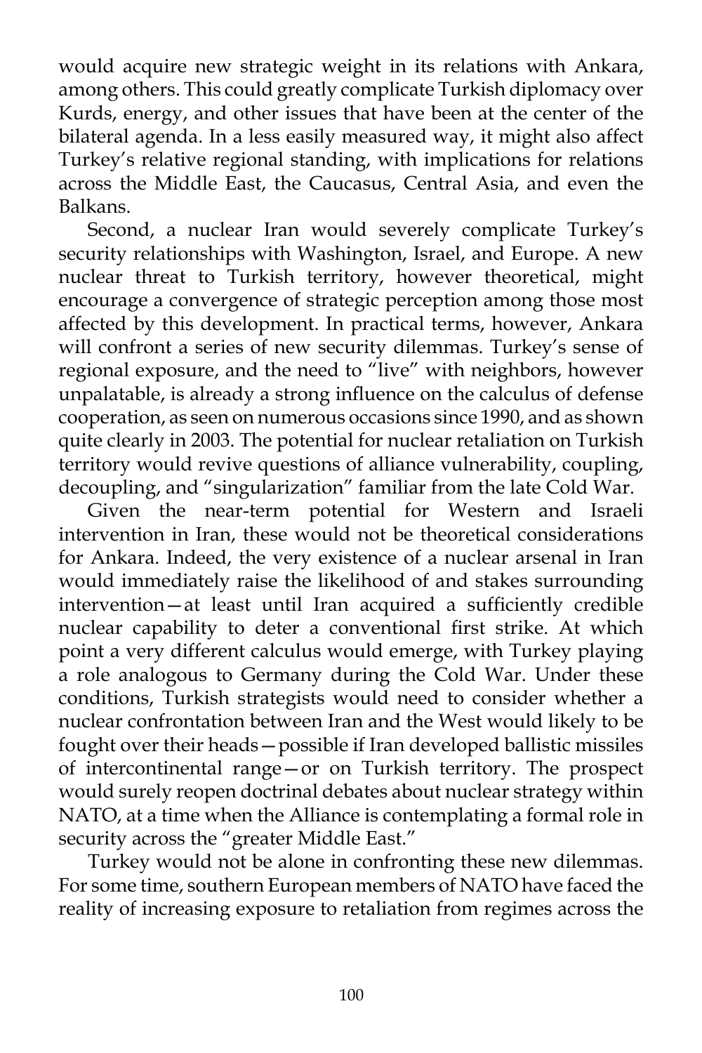would acquire new strategic weight in its relations with Ankara, among others. This could greatly complicate Turkish diplomacy over Kurds, energy, and other issues that have been at the center of the bilateral agenda. In a less easily measured way, it might also affect Turkey's relative regional standing, with implications for relations across the Middle East, the Caucasus, Central Asia, and even the Balkans.

Second, a nuclear Iran would severely complicate Turkey's security relationships with Washington, Israel, and Europe. A new nuclear threat to Turkish territory, however theoretical, might encourage a convergence of strategic perception among those most affected by this development. In practical terms, however, Ankara will confront a series of new security dilemmas. Turkey's sense of regional exposure, and the need to "live" with neighbors, however unpalatable, is already a strong influence on the calculus of defense cooperation, as seen on numerous occasions since 1990, and as shown quite clearly in 2003. The potential for nuclear retaliation on Turkish territory would revive questions of alliance vulnerability, coupling, decoupling, and "singularization" familiar from the late Cold War.

Given the near-term potential for Western and Israeli intervention in Iran, these would not be theoretical considerations for Ankara. Indeed, the very existence of a nuclear arsenal in Iran would immediately raise the likelihood of and stakes surrounding intervention—at least until Iran acquired a sufficiently credible nuclear capability to deter a conventional first strike. At which point a very different calculus would emerge, with Turkey playing a role analogous to Germany during the Cold War. Under these conditions, Turkish strategists would need to consider whether a nuclear confrontation between Iran and the West would likely to be fought over their heads—possible if Iran developed ballistic missiles of intercontinental range—or on Turkish territory. The prospect would surely reopen doctrinal debates about nuclear strategy within NATO, at a time when the Alliance is contemplating a formal role in security across the "greater Middle East."

Turkey would not be alone in confronting these new dilemmas. For some time, southern European members of NATO have faced the reality of increasing exposure to retaliation from regimes across the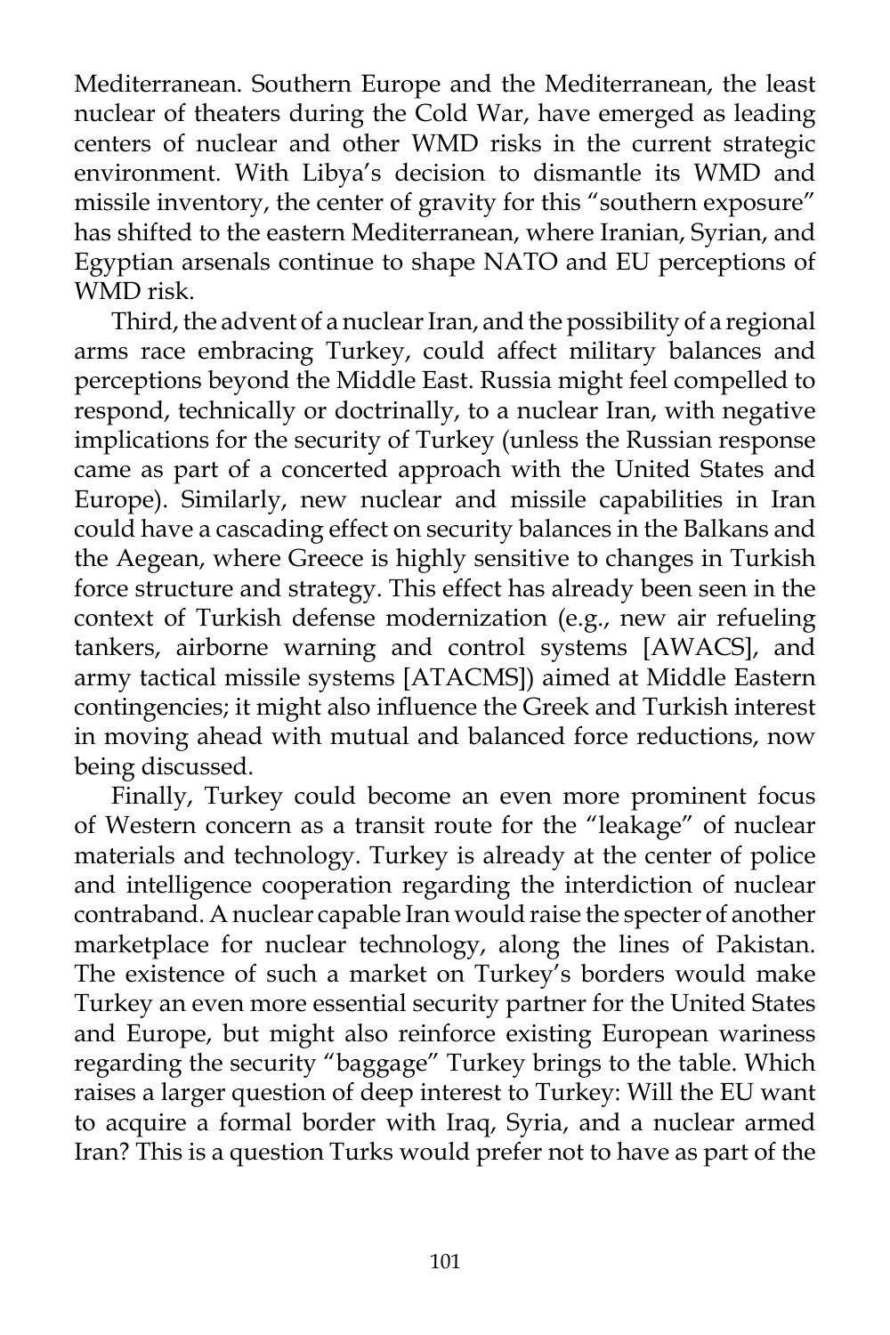Mediterranean. Southern Europe and the Mediterranean, the least nuclear of theaters during the Cold War, have emerged as leading centers of nuclear and other WMD risks in the current strategic environment. With Libya's decision to dismantle its WMD and missile inventory, the center of gravity for this "southern exposure" has shifted to the eastern Mediterranean, where Iranian, Syrian, and Egyptian arsenals continue to shape NATO and EU perceptions of WMD risk.

Third, the advent of a nuclear Iran, and the possibility of a regional arms race embracing Turkey, could affect military balances and perceptions beyond the Middle East. Russia might feel compelled to respond, technically or doctrinally, to a nuclear Iran, with negative implications for the security of Turkey (unless the Russian response came as part of a concerted approach with the United States and Europe). Similarly, new nuclear and missile capabilities in Iran could have a cascading effect on security balances in the Balkans and the Aegean, where Greece is highly sensitive to changes in Turkish force structure and strategy. This effect has already been seen in the context of Turkish defense modernization (e.g., new air refueling tankers, airborne warning and control systems [AWACS], and army tactical missile systems [ATACMS]) aimed at Middle Eastern contingencies; it might also influence the Greek and Turkish interest in moving ahead with mutual and balanced force reductions, now being discussed.

Finally, Turkey could become an even more prominent focus of Western concern as a transit route for the "leakage" of nuclear materials and technology. Turkey is already at the center of police and intelligence cooperation regarding the interdiction of nuclear contraband. A nuclear capable Iran would raise the specter of another marketplace for nuclear technology, along the lines of Pakistan. The existence of such a market on Turkey's borders would make Turkey an even more essential security partner for the United States and Europe, but might also reinforce existing European wariness regarding the security "baggage" Turkey brings to the table. Which raises a larger question of deep interest to Turkey: Will the EU want to acquire a formal border with Iraq, Syria, and a nuclear armed Iran? This is a question Turks would prefer not to have as part of the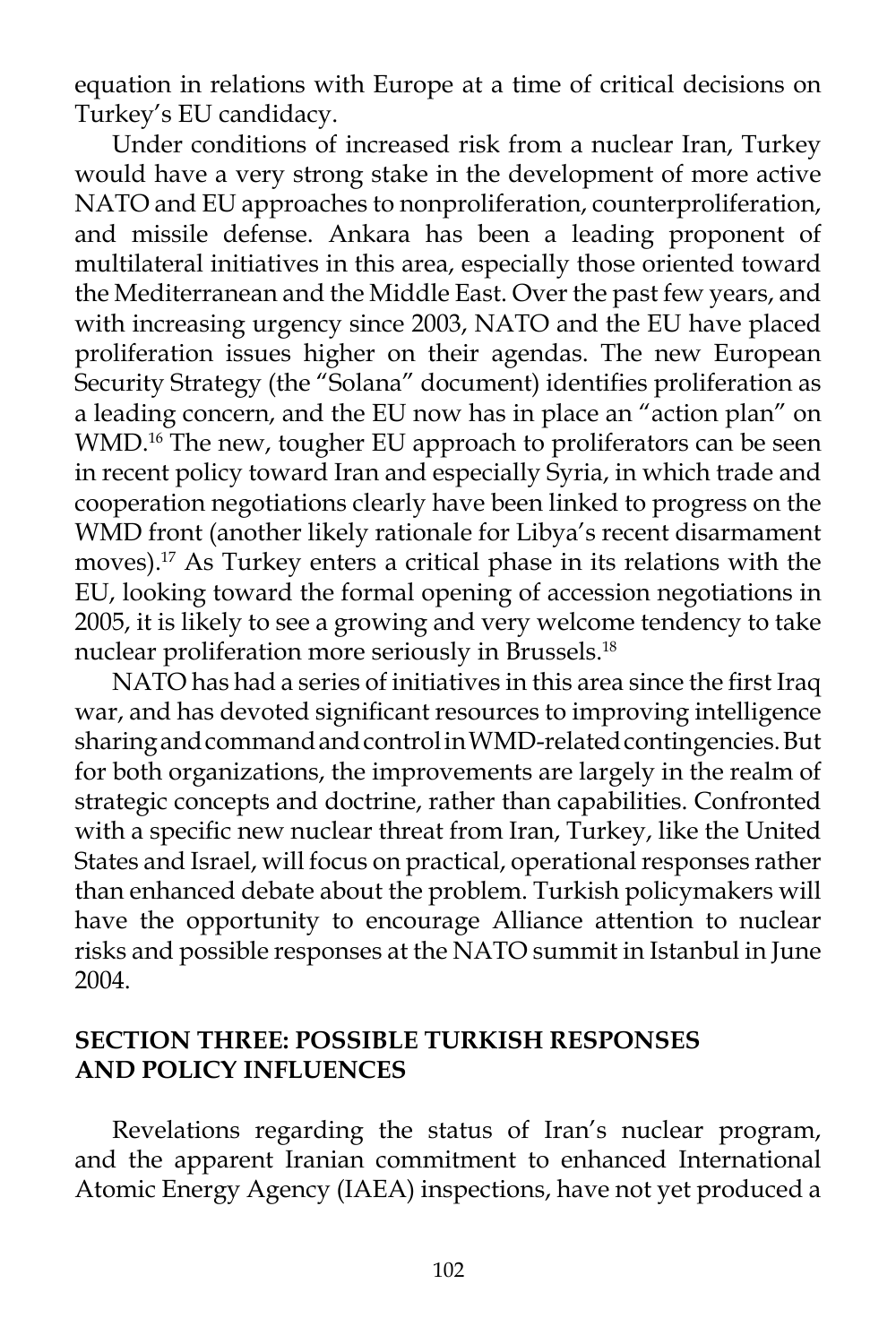equation in relations with Europe at a time of critical decisions on Turkey's EU candidacy.

Under conditions of increased risk from a nuclear Iran, Turkey would have a very strong stake in the development of more active NATO and EU approaches to nonproliferation, counterproliferation, and missile defense. Ankara has been a leading proponent of multilateral initiatives in this area, especially those oriented toward the Mediterranean and the Middle East. Over the past few years, and with increasing urgency since 2003, NATO and the EU have placed proliferation issues higher on their agendas. The new European Security Strategy (the "Solana" document) identifies proliferation as a leading concern, and the EU now has in place an "action plan" on WMD.[16] The new, tougher EU approach to proliferators can be seen in recent policy toward Iran and especially Syria, in which trade and cooperation negotiations clearly have been linked to progress on the WMD front (another likely rationale for Libya's recent disarmament moves).[17] As Turkey enters a critical phase in its relations with the EU, looking toward the formal opening of accession negotiations in 2005, it is likely to see a growing and very welcome tendency to take nuclear proliferation more seriously in Brussels.[18]

NATO has had a series of initiatives in this area since the first Iraq war, and has devoted significant resources to improving intelligence sharing and command and control in WMD-related contingencies. But for both organizations, the improvements are largely in the realm of strategic concepts and doctrine, rather than capabilities. Confronted with a specific new nuclear threat from Iran, Turkey, like the United States and Israel, will focus on practical, operational responses rather than enhanced debate about the problem. Turkish policymakers will have the opportunity to encourage Alliance attention to nuclear risks and possible responses at the NATO summit in Istanbul in June 2004.

## SECTION THREE: POSSIBLE TURKISH RESPONSES AND POLICY INFLUENCES

Revelations regarding the status of Iran's nuclear program, and the apparent Iranian commitment to enhanced International Atomic Energy Agency (IAEA) inspections, have not yet produced a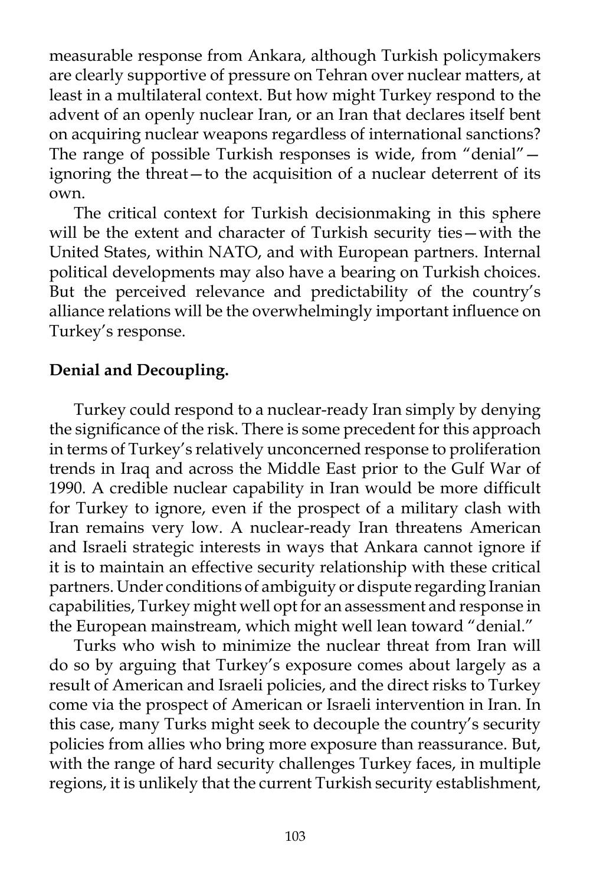measurable response from Ankara, although Turkish policymakers are clearly supportive of pressure on Tehran over nuclear matters, at least in a multilateral context. But how might Turkey respond to the advent of an openly nuclear Iran, or an Iran that declares itself bent on acquiring nuclear weapons regardless of international sanctions? The range of possible Turkish responses is wide, from "denial"—ignoring the threat—to the acquisition of a nuclear deterrent of its own.

The critical context for Turkish decisionmaking in this sphere will be the extent and character of Turkish security ties—with the United States, within NATO, and with European partners. Internal political developments may also have a bearing on Turkish choices. But the perceived relevance and predictability of the country's alliance relations will be the overwhelmingly important influence on Turkey's response.

**Denial and Decoupling.**

Turkey could respond to a nuclear-ready Iran simply by denying the significance of the risk. There is some precedent for this approach in terms of Turkey's relatively unconcerned response to proliferation trends in Iraq and across the Middle East prior to the Gulf War of 1990. A credible nuclear capability in Iran would be more difficult for Turkey to ignore, even if the prospect of a military clash with Iran remains very low. A nuclear-ready Iran threatens American and Israeli strategic interests in ways that Ankara cannot ignore if it is to maintain an effective security relationship with these critical partners. Under conditions of ambiguity or dispute regarding Iranian capabilities, Turkey might well opt for an assessment and response in the European mainstream, which might well lean toward "denial."

Turks who wish to minimize the nuclear threat from Iran will do so by arguing that Turkey's exposure comes about largely as a result of American and Israeli policies, and the direct risks to Turkey come via the prospect of American or Israeli intervention in Iran. In this case, many Turks might seek to decouple the country's security policies from allies who bring more exposure than reassurance. But, with the range of hard security challenges Turkey faces, in multiple regions, it is unlikely that the current Turkish security establishment,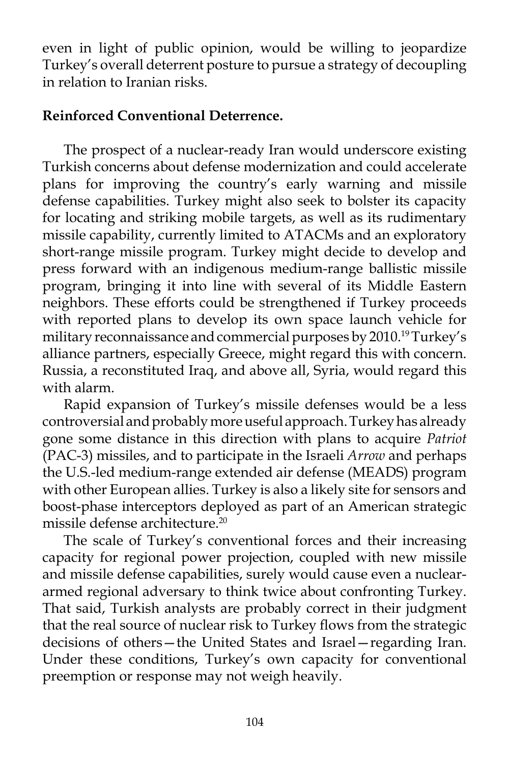even in light of public opinion, would be willing to jeopardize Turkey's overall deterrent posture to pursue a strategy of decoupling in relation to Iranian risks.

**Reinforced Conventional Deterrence.**

The prospect of a nuclear-ready Iran would underscore existing Turkish concerns about defense modernization and could accelerate plans for improving the country's early warning and missile defense capabilities. Turkey might also seek to bolster its capacity for locating and striking mobile targets, as well as its rudimentary missile capability, currently limited to ATACMs and an exploratory short-range missile program. Turkey might decide to develop and press forward with an indigenous medium-range ballistic missile program, bringing it into line with several of its Middle Eastern neighbors. These efforts could be strengthened if Turkey proceeds with reported plans to develop its own space launch vehicle for military reconnaissance and commercial purposes by 2010.[19] Turkey's alliance partners, especially Greece, might regard this with concern. Russia, a reconstituted Iraq, and above all, Syria, would regard this with alarm.

Rapid expansion of Turkey's missile defenses would be a less controversial and probably more useful approach. Turkey has already gone some distance in this direction with plans to acquire *Patriot* (PAC-3) missiles, and to participate in the Israeli *Arrow* and perhaps the U.S.-led medium-range extended air defense (MEADS) program with other European allies. Turkey is also a likely site for sensors and boost-phase interceptors deployed as part of an American strategic missile defense architecture.[20]

The scale of Turkey's conventional forces and their increasing capacity for regional power projection, coupled with new missile and missile defense capabilities, surely would cause even a nuclear-armed regional adversary to think twice about confronting Turkey. That said, Turkish analysts are probably correct in their judgment that the real source of nuclear risk to Turkey flows from the strategic decisions of others—the United States and Israel—regarding Iran. Under these conditions, Turkey's own capacity for conventional preemption or response may not weigh heavily.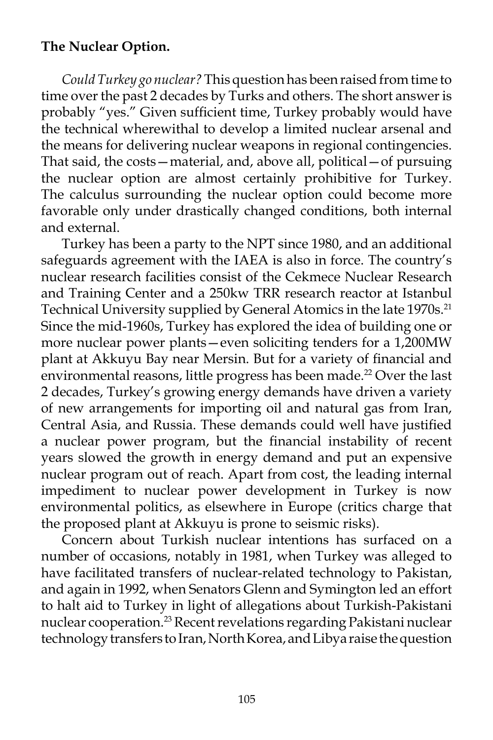**The Nuclear Option.**

*Could Turkey go nuclear?* This question has been raised from time to time over the past 2 decades by Turks and others. The short answer is probably "yes." Given sufficient time, Turkey probably would have the technical wherewithal to develop a limited nuclear arsenal and the means for delivering nuclear weapons in regional contingencies. That said, the costs—material, and, above all, political—of pursuing the nuclear option are almost certainly prohibitive for Turkey. The calculus surrounding the nuclear option could become more favorable only under drastically changed conditions, both internal and external.

Turkey has been a party to the NPT since 1980, and an additional safeguards agreement with the IAEA is also in force. The country's nuclear research facilities consist of the Cekmece Nuclear Research and Training Center and a 250kw TRR research reactor at Istanbul Technical University supplied by General Atomics in the late 1970s.[21] Since the mid-1960s, Turkey has explored the idea of building one or more nuclear power plants—even soliciting tenders for a 1,200MW plant at Akkuyu Bay near Mersin. But for a variety of financial and environmental reasons, little progress has been made.[22] Over the last 2 decades, Turkey's growing energy demands have driven a variety of new arrangements for importing oil and natural gas from Iran, Central Asia, and Russia. These demands could well have justified a nuclear power program, but the financial instability of recent years slowed the growth in energy demand and put an expensive nuclear program out of reach. Apart from cost, the leading internal impediment to nuclear power development in Turkey is now environmental politics, as elsewhere in Europe (critics charge that the proposed plant at Akkuyu is prone to seismic risks).

Concern about Turkish nuclear intentions has surfaced on a number of occasions, notably in 1981, when Turkey was alleged to have facilitated transfers of nuclear-related technology to Pakistan, and again in 1992, when Senators Glenn and Symington led an effort to halt aid to Turkey in light of allegations about Turkish-Pakistani nuclear cooperation.[23] Recent revelations regarding Pakistani nuclear technology transfers to Iran, North Korea, and Libya raise the question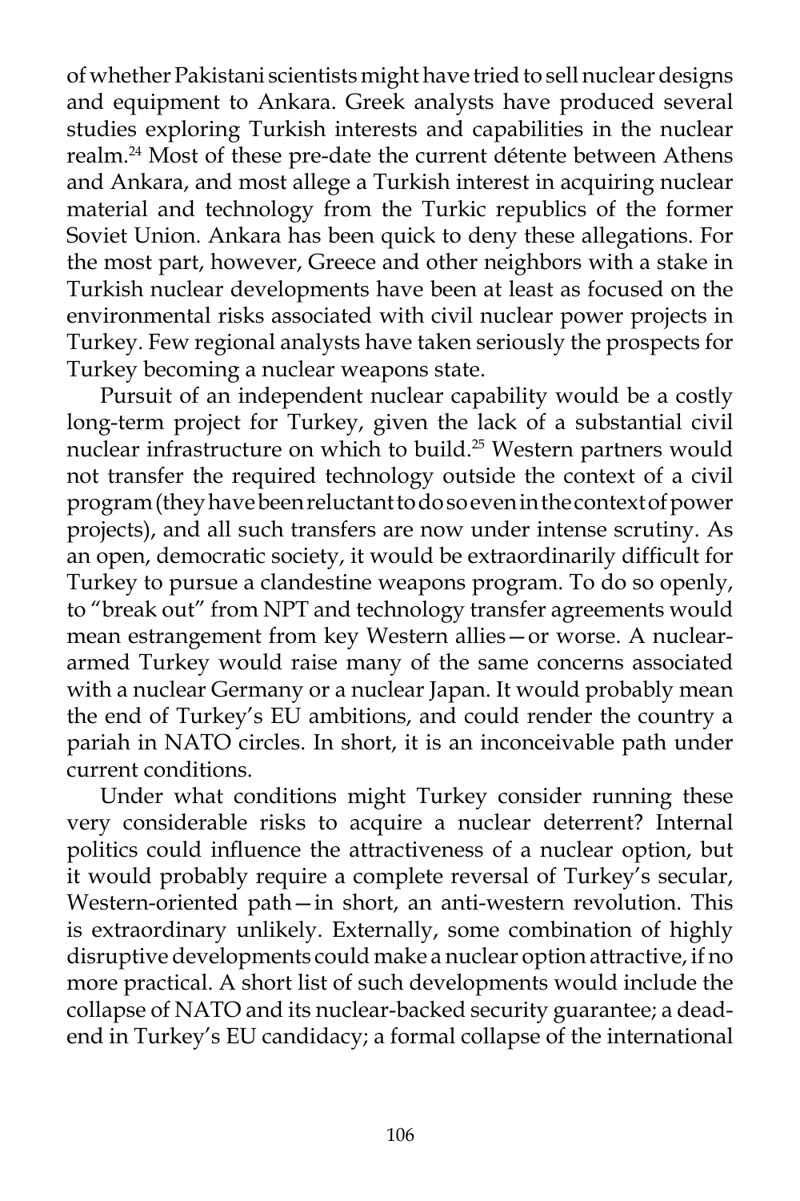of whether Pakistani scientists might have tried to sell nuclear designs and equipment to Ankara. Greek analysts have produced several studies exploring Turkish interests and capabilities in the nuclear realm.[24] Most of these pre-date the current détente between Athens and Ankara, and most allege a Turkish interest in acquiring nuclear material and technology from the Turkic republics of the former Soviet Union. Ankara has been quick to deny these allegations. For the most part, however, Greece and other neighbors with a stake in Turkish nuclear developments have been at least as focused on the environmental risks associated with civil nuclear power projects in Turkey. Few regional analysts have taken seriously the prospects for Turkey becoming a nuclear weapons state.

Pursuit of an independent nuclear capability would be a costly long-term project for Turkey, given the lack of a substantial civil nuclear infrastructure on which to build.[25] Western partners would not transfer the required technology outside the context of a civil program (they have been reluctant to do so even in the context of power projects), and all such transfers are now under intense scrutiny. As an open, democratic society, it would be extraordinarily difficult for Turkey to pursue a clandestine weapons program. To do so openly, to "break out" from NPT and technology transfer agreements would mean estrangement from key Western allies—or worse. A nuclear-armed Turkey would raise many of the same concerns associated with a nuclear Germany or a nuclear Japan. It would probably mean the end of Turkey's EU ambitions, and could render the country a pariah in NATO circles. In short, it is an inconceivable path under current conditions.

Under what conditions might Turkey consider running these very considerable risks to acquire a nuclear deterrent? Internal politics could influence the attractiveness of a nuclear option, but it would probably require a complete reversal of Turkey's secular, Western-oriented path—in short, an anti-western revolution. This is extraordinary unlikely. Externally, some combination of highly disruptive developments could make a nuclear option attractive, if no more practical. A short list of such developments would include the collapse of NATO and its nuclear-backed security guarantee; a dead-end in Turkey's EU candidacy; a formal collapse of the international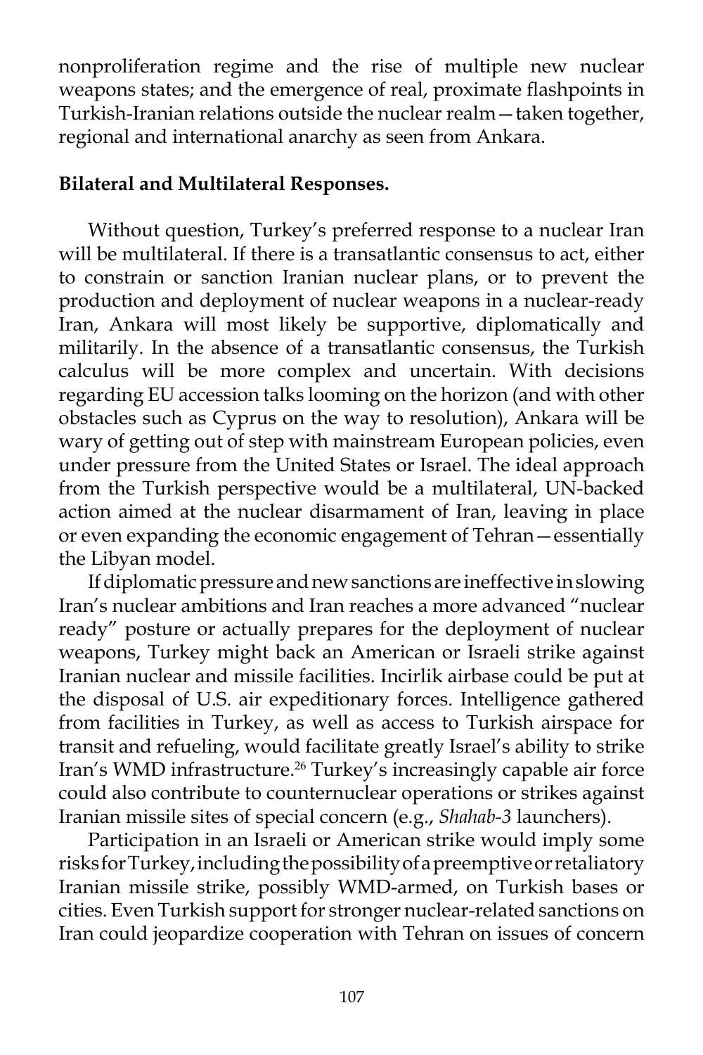nonproliferation regime and the rise of multiple new nuclear weapons states; and the emergence of real, proximate flashpoints in Turkish-Iranian relations outside the nuclear realm—taken together, regional and international anarchy as seen from Ankara.

**Bilateral and Multilateral Responses.**

Without question, Turkey's preferred response to a nuclear Iran will be multilateral. If there is a transatlantic consensus to act, either to constrain or sanction Iranian nuclear plans, or to prevent the production and deployment of nuclear weapons in a nuclear-ready Iran, Ankara will most likely be supportive, diplomatically and militarily. In the absence of a transatlantic consensus, the Turkish calculus will be more complex and uncertain. With decisions regarding EU accession talks looming on the horizon (and with other obstacles such as Cyprus on the way to resolution), Ankara will be wary of getting out of step with mainstream European policies, even under pressure from the United States or Israel. The ideal approach from the Turkish perspective would be a multilateral, UN-backed action aimed at the nuclear disarmament of Iran, leaving in place or even expanding the economic engagement of Tehran—essentially the Libyan model.

If diplomatic pressure and new sanctions are ineffective in slowing Iran's nuclear ambitions and Iran reaches a more advanced "nuclear ready" posture or actually prepares for the deployment of nuclear weapons, Turkey might back an American or Israeli strike against Iranian nuclear and missile facilities. Incirlik airbase could be put at the disposal of U.S. air expeditionary forces. Intelligence gathered from facilities in Turkey, as well as access to Turkish airspace for transit and refueling, would facilitate greatly Israel's ability to strike Iran's WMD infrastructure.[26] Turkey's increasingly capable air force could also contribute to counternuclear operations or strikes against Iranian missile sites of special concern (e.g., *Shahab-3* launchers).

Participation in an Israeli or American strike would imply some risks for Turkey, including the possibility of a preemptive or retaliatory Iranian missile strike, possibly WMD-armed, on Turkish bases or cities. Even Turkish support for stronger nuclear-related sanctions on Iran could jeopardize cooperation with Tehran on issues of concern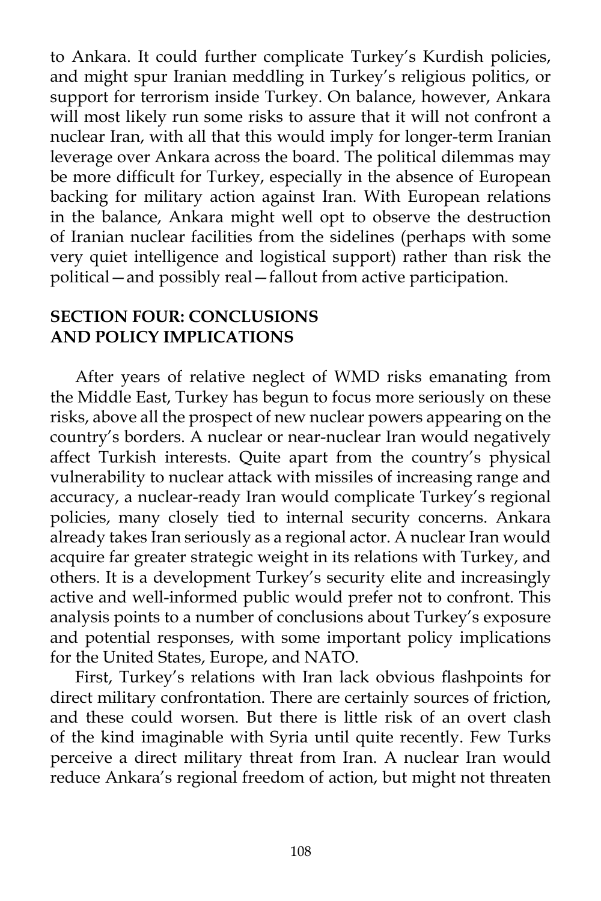to Ankara. It could further complicate Turkey's Kurdish policies, and might spur Iranian meddling in Turkey's religious politics, or support for terrorism inside Turkey. On balance, however, Ankara will most likely run some risks to assure that it will not confront a nuclear Iran, with all that this would imply for longer-term Iranian leverage over Ankara across the board. The political dilemmas may be more difficult for Turkey, especially in the absence of European backing for military action against Iran. With European relations in the balance, Ankara might well opt to observe the destruction of Iranian nuclear facilities from the sidelines (perhaps with some very quiet intelligence and logistical support) rather than risk the political—and possibly real—fallout from active participation.

## SECTION FOUR: CONCLUSIONS AND POLICY IMPLICATIONS

After years of relative neglect of WMD risks emanating from the Middle East, Turkey has begun to focus more seriously on these risks, above all the prospect of new nuclear powers appearing on the country's borders. A nuclear or near-nuclear Iran would negatively affect Turkish interests. Quite apart from the country's physical vulnerability to nuclear attack with missiles of increasing range and accuracy, a nuclear-ready Iran would complicate Turkey's regional policies, many closely tied to internal security concerns. Ankara already takes Iran seriously as a regional actor. A nuclear Iran would acquire far greater strategic weight in its relations with Turkey, and others. It is a development Turkey's security elite and increasingly active and well-informed public would prefer not to confront. This analysis points to a number of conclusions about Turkey's exposure and potential responses, with some important policy implications for the United States, Europe, and NATO.

First, Turkey's relations with Iran lack obvious flashpoints for direct military confrontation. There are certainly sources of friction, and these could worsen. But there is little risk of an overt clash of the kind imaginable with Syria until quite recently. Few Turks perceive a direct military threat from Iran. A nuclear Iran would reduce Ankara's regional freedom of action, but might not threaten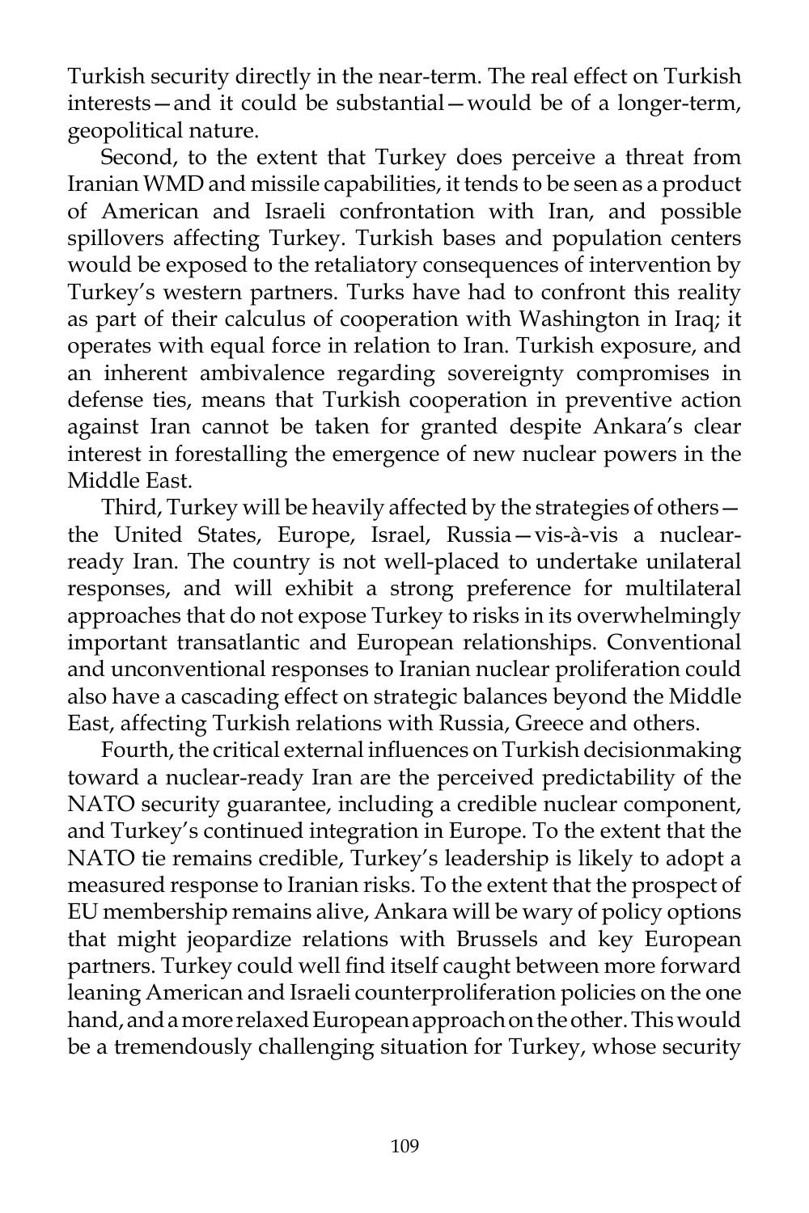Turkish security directly in the near-term. The real effect on Turkish interests—and it could be substantial—would be of a longer-term, geopolitical nature.

Second, to the extent that Turkey does perceive a threat from Iranian WMD and missile capabilities, it tends to be seen as a product of American and Israeli confrontation with Iran, and possible spillovers affecting Turkey. Turkish bases and population centers would be exposed to the retaliatory consequences of intervention by Turkey's western partners. Turks have had to confront this reality as part of their calculus of cooperation with Washington in Iraq; it operates with equal force in relation to Iran. Turkish exposure, and an inherent ambivalence regarding sovereignty compromises in defense ties, means that Turkish cooperation in preventive action against Iran cannot be taken for granted despite Ankara's clear interest in forestalling the emergence of new nuclear powers in the Middle East.

Third, Turkey will be heavily affected by the strategies of others—the United States, Europe, Israel, Russia—vis-à-vis a nuclear-ready Iran. The country is not well-placed to undertake unilateral responses, and will exhibit a strong preference for multilateral approaches that do not expose Turkey to risks in its overwhelmingly important transatlantic and European relationships. Conventional and unconventional responses to Iranian nuclear proliferation could also have a cascading effect on strategic balances beyond the Middle East, affecting Turkish relations with Russia, Greece and others.

Fourth, the critical external influences on Turkish decisionmaking toward a nuclear-ready Iran are the perceived predictability of the NATO security guarantee, including a credible nuclear component, and Turkey's continued integration in Europe. To the extent that the NATO tie remains credible, Turkey's leadership is likely to adopt a measured response to Iranian risks. To the extent that the prospect of EU membership remains alive, Ankara will be wary of policy options that might jeopardize relations with Brussels and key European partners. Turkey could well find itself caught between more forward leaning American and Israeli counterproliferation policies on the one hand, and a more relaxed European approach on the other. This would be a tremendously challenging situation for Turkey, whose security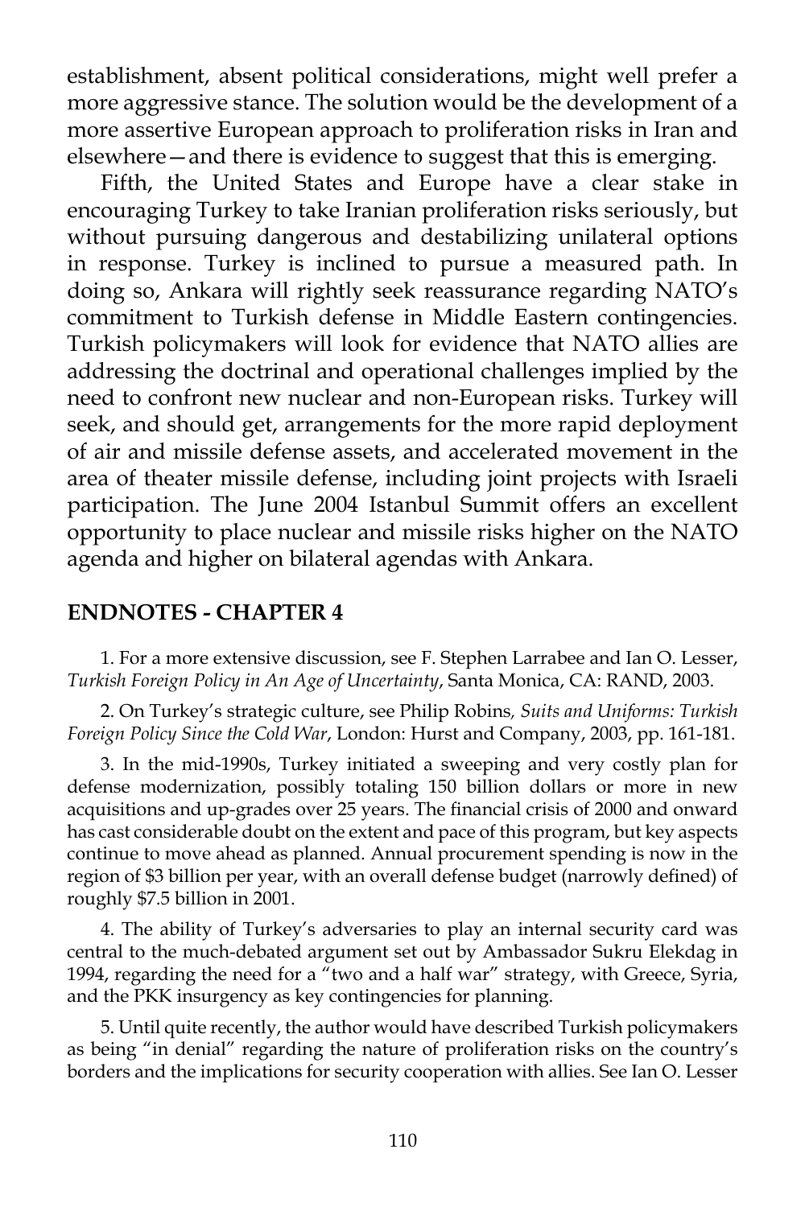establishment, absent political considerations, might well prefer a more aggressive stance. The solution would be the development of a more assertive European approach to proliferation risks in Iran and elsewhere—and there is evidence to suggest that this is emerging.

Fifth, the United States and Europe have a clear stake in encouraging Turkey to take Iranian proliferation risks seriously, but without pursuing dangerous and destabilizing unilateral options in response. Turkey is inclined to pursue a measured path. In doing so, Ankara will rightly seek reassurance regarding NATO's commitment to Turkish defense in Middle Eastern contingencies. Turkish policymakers will look for evidence that NATO allies are addressing the doctrinal and operational challenges implied by the need to confront new nuclear and non-European risks. Turkey will seek, and should get, arrangements for the more rapid deployment of air and missile defense assets, and accelerated movement in the area of theater missile defense, including joint projects with Israeli participation. The June 2004 Istanbul Summit offers an excellent opportunity to place nuclear and missile risks higher on the NATO agenda and higher on bilateral agendas with Ankara.

## ENDNOTES - CHAPTER 4

1. For a more extensive discussion, see F. Stephen Larrabee and Ian O. Lesser, *Turkish Foreign Policy in An Age of Uncertainty*, Santa Monica, CA: RAND, 2003.

2. On Turkey's strategic culture, see Philip Robins*, Suits and Uniforms: Turkish Foreign Policy Since the Cold War*, London: Hurst and Company, 2003, pp. 161-181.

3. In the mid-1990s, Turkey initiated a sweeping and very costly plan for defense modernization, possibly totaling 150 billion dollars or more in new acquisitions and up-grades over 25 years. The financial crisis of 2000 and onward has cast considerable doubt on the extent and pace of this program, but key aspects continue to move ahead as planned. Annual procurement spending is now in the region of $3 billion per year, with an overall defense budget (narrowly defined) of roughly $7.5 billion in 2001.

4. The ability of Turkey's adversaries to play an internal security card was central to the much-debated argument set out by Ambassador Sukru Elekdag in 1994, regarding the need for a "two and a half war" strategy, with Greece, Syria, and the PKK insurgency as key contingencies for planning.

5. Until quite recently, the author would have described Turkish policymakers as being "in denial" regarding the nature of proliferation risks on the country's borders and the implications for security cooperation with allies. See Ian O. Lesser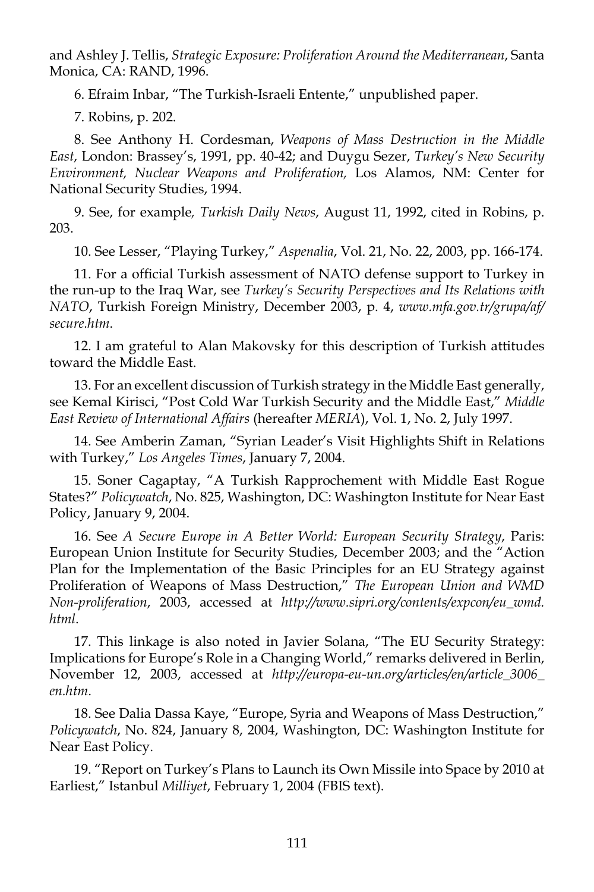and Ashley J. Tellis, *Strategic Exposure: Proliferation Around the Mediterranean*, Santa Monica, CA: RAND, 1996.

6. Efraim Inbar, "The Turkish-Israeli Entente," unpublished paper.

7. Robins, p. 202.

8. See Anthony H. Cordesman, *Weapons of Mass Destruction in the Middle East*, London: Brassey's, 1991, pp. 40-42; and Duygu Sezer, *Turkey's New Security Environment, Nuclear Weapons and Proliferation,* Los Alamos, NM: Center for National Security Studies, 1994.

9. See, for example*, Turkish Daily News*, August 11, 1992, cited in Robins, p. 203.

10. See Lesser, "Playing Turkey," *Aspenalia*, Vol. 21, No. 22, 2003, pp. 166-174.

11. For a official Turkish assessment of NATO defense support to Turkey in the run-up to the Iraq War, see *Turkey's Security Perspectives and Its Relations with NATO*, Turkish Foreign Ministry, December 2003, p. 4, *www.mfa.gov.tr/grupa/af/secure.htm*.

12. I am grateful to Alan Makovsky for this description of Turkish attitudes toward the Middle East.

13. For an excellent discussion of Turkish strategy in the Middle East generally, see Kemal Kirisci, "Post Cold War Turkish Security and the Middle East," *Middle East Review of International Affairs* (hereafter *MERIA*), Vol. 1, No. 2, July 1997.

14. See Amberin Zaman, "Syrian Leader's Visit Highlights Shift in Relations with Turkey," *Los Angeles Times*, January 7, 2004.

15. Soner Cagaptay, "A Turkish Rapprochement with Middle East Rogue States?" *Policywatch*, No. 825, Washington, DC: Washington Institute for Near East Policy, January 9, 2004.

16. See *A Secure Europe in A Better World: European Security Strategy*, Paris: European Union Institute for Security Studies, December 2003; and the "Action Plan for the Implementation of the Basic Principles for an EU Strategy against Proliferation of Weapons of Mass Destruction," *The European Union and WMD Non-proliferation*, 2003, accessed at *http://www.sipri.org/contents/expcon/eu_wmd.html*.

17. This linkage is also noted in Javier Solana, "The EU Security Strategy: Implications for Europe's Role in a Changing World," remarks delivered in Berlin, November 12, 2003, accessed at *http://europa-eu-un.org/articles/en/article_3006_en.htm*.

18. See Dalia Dassa Kaye, "Europe, Syria and Weapons of Mass Destruction," *Policywatch*, No. 824, January 8, 2004, Washington, DC: Washington Institute for Near East Policy.

19. "Report on Turkey's Plans to Launch its Own Missile into Space by 2010 at Earliest," Istanbul *Milliyet*, February 1, 2004 (FBIS text).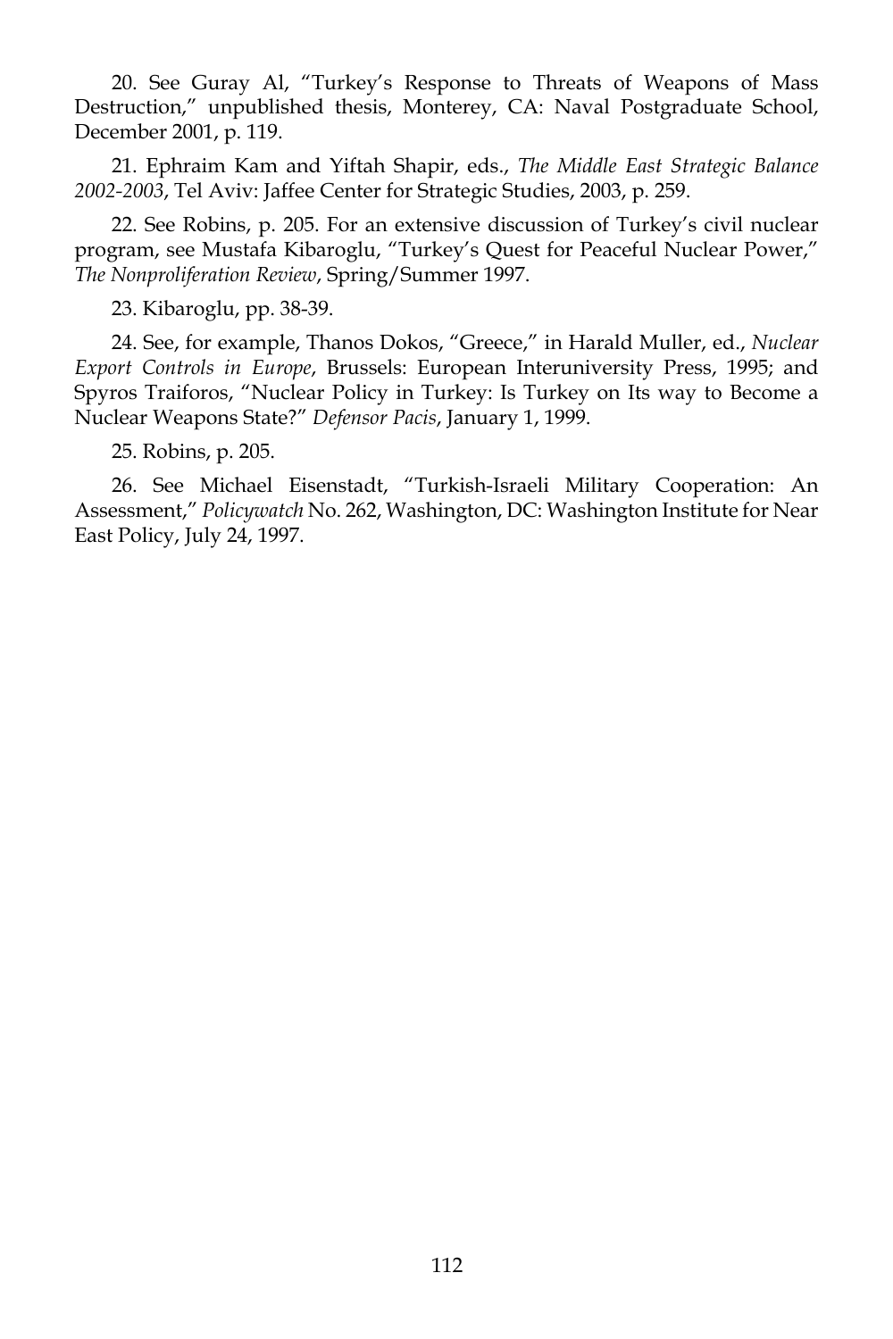20. See Guray Al, "Turkey's Response to Threats of Weapons of Mass Destruction," unpublished thesis, Monterey, CA: Naval Postgraduate School, December 2001, p. 119.

21. Ephraim Kam and Yiftah Shapir, eds., *The Middle East Strategic Balance 2002-2003*, Tel Aviv: Jaffee Center for Strategic Studies, 2003, p. 259.

22. See Robins, p. 205. For an extensive discussion of Turkey's civil nuclear program, see Mustafa Kibaroglu, "Turkey's Quest for Peaceful Nuclear Power," *The Nonproliferation Review*, Spring/Summer 1997.

23. Kibaroglu, pp. 38-39.

24. See, for example, Thanos Dokos, "Greece," in Harald Muller, ed., *Nuclear Export Controls in Europe*, Brussels: European Interuniversity Press, 1995; and Spyros Traiforos, "Nuclear Policy in Turkey: Is Turkey on Its way to Become a Nuclear Weapons State?" *Defensor Pacis*, January 1, 1999.

25. Robins, p. 205.

26. See Michael Eisenstadt, "Turkish-Israeli Military Cooperation: An Assessment," *Policywatch* No. 262, Washington, DC: Washington Institute for Near East Policy, July 24, 1997.